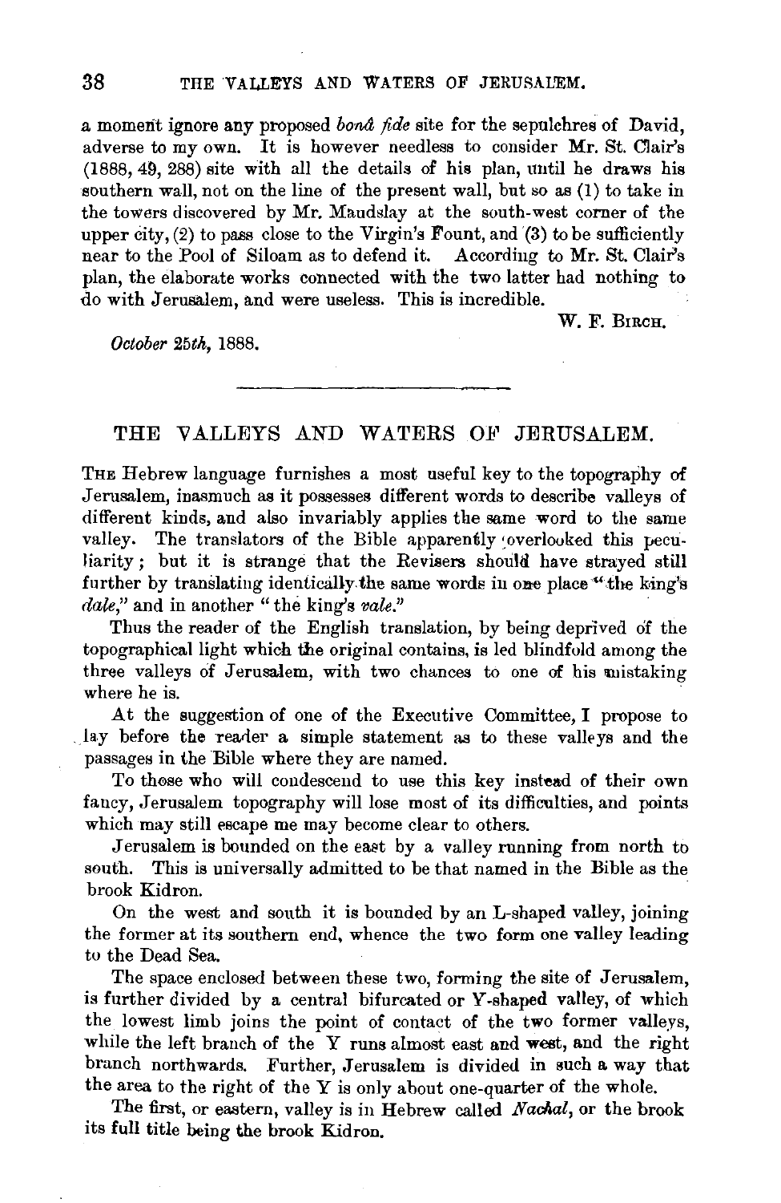a moment ignore any proposed *bonâ fide* site for the sepulchres of David, adverse to my own. It is however needless to consider Mr. St. Clair's (1888, 49, 288) site with all the details of his plan, until he draws his southern wall, not on the line of the present wall, but so as (1) to take in the towers discovered by Mr. Maudslay at the south-west corner of the upper city, (2) to pass close to the Virgin's Fount, and (3) to be sufficiently near to the Pool of Siloam as to defend it. According to Mr. St. Clair's plan, the elaborate works connected with the two latter had nothing to do with Jerusalem, and were useless. This is incredible.

W. F. BIRCH.

*October 25th*, 1888.

---

## THE VALLEYS AND WATERS OF JERUSALEM.

THE Hebrew language furnishes a most useful key to the topography of Jerusalem, inasmuch as it possesses different words to describe valleys of different kinds, and also invariably applies the same word to the same valley. The translators of the Bible apparently overlooked this peculiarity; but it is strange that the Revisers should have strayed still further by translating identically the same words in one place "the king's *dale*," and in another "the king's *vale*."

Thus the reader of the English translation, by being deprived of the topographical light which the original contains, is led blindfold among the three valleys of Jerusalem, with two chances to one of his mistaking where he is.

At the suggestion of one of the Executive Committee, I propose to lay before the reader a simple statement as to these valleys and the passages in the Bible where they are named.

To those who will condescend to use this key instead of their own fancy, Jerusalem topography will lose most of its difficulties, and points which may still escape me may become clear to others.

Jerusalem is bounded on the east by a valley running from north to south. This is universally admitted to be that named in the Bible as the brook Kidron.

On the west and south it is bounded by an L-shaped valley, joining the former at its southern end, whence the two form one valley leading to the Dead Sea.

The space enclosed between these two, forming the site of Jerusalem, is further divided by a central bifurcated or Y-shaped valley, of which the lowest limb joins the point of contact of the two former valleys, while the left branch of the Y runs almost east and west, and the right branch northwards. Further, Jerusalem is divided in such a way that the area to the right of the Y is only about one-quarter of the whole.

The first, or eastern, valley is in Hebrew called *Nachal*, or the brook its full title being the brook Kidron.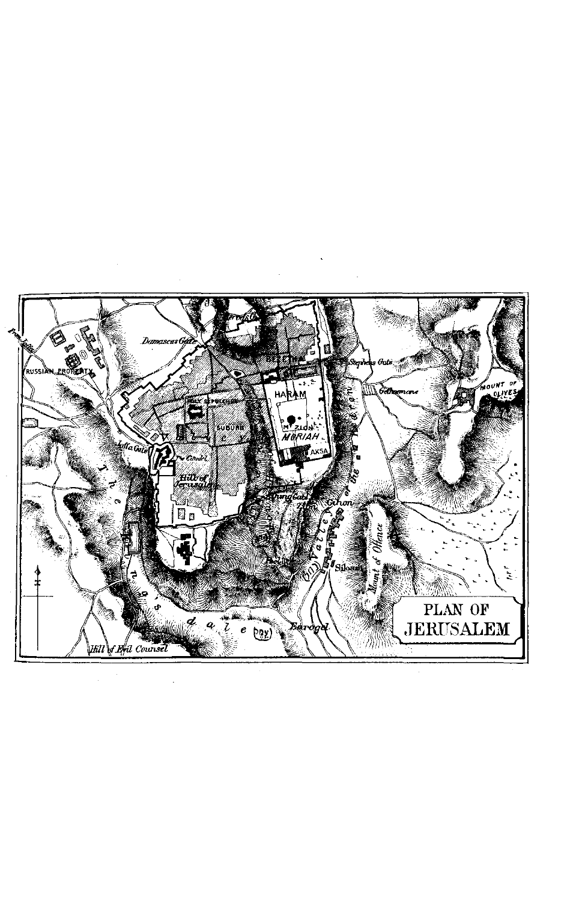PLAN OF JERUSALEM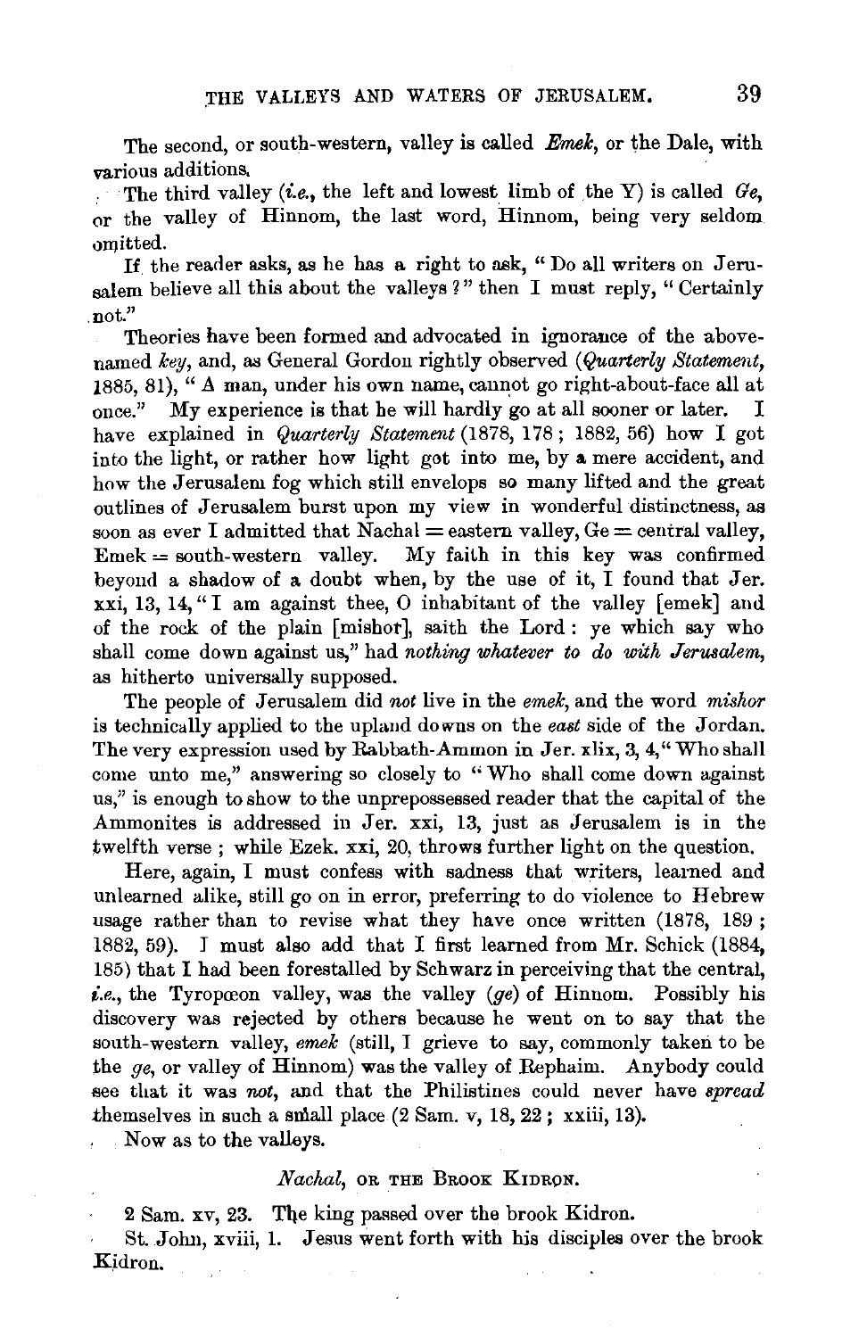The second, or south-western, valley is called *Emek*, or the Dale, with various additions.

The third valley (*i.e.*, the left and lowest limb of the Y) is called *Ge*, or the valley of Hinnom, the last word, Hinnom, being very seldom omitted.

If the reader asks, as he has a right to ask, "Do all writers on Jerusalem believe all this about the valleys?" then I must reply, "Certainly not."

Theories have been formed and advocated in ignorance of the above-named *key*, and, as General Gordon rightly observed (*Quarterly Statement*, 1885, 81), "A man, under his own name, cannot go right-about-face all at once." My experience is that he will hardly go at all sooner or later. I have explained in *Quarterly Statement* (1878, 178; 1882, 56) how I got into the light, or rather how light got into me, by a mere accident, and how the Jerusalem fog which still envelops so many lifted and the great outlines of Jerusalem burst upon my view in wonderful distinctness, as soon as ever I admitted that Nachal = eastern valley, Ge = central valley, Emek = south-western valley. My faith in this key was confirmed beyond a shadow of a doubt when, by the use of it, I found that Jer. xxi, 13, 14, "I am against thee, O inhabitant of the valley [emek] and of the rock of the plain [mishor], saith the Lord: ye which say who shall come down against us," had *nothing whatever to do with Jerusalem*, as hitherto universally supposed.

The people of Jerusalem did *not* live in the *emek*, and the word *mishor* is technically applied to the upland downs on the *east* side of the Jordan. The very expression used by Rabbath-Ammon in Jer. xlix, 3, 4, "Who shall come unto me," answering so closely to "Who shall come down against us," is enough to show to the unprepossessed reader that the capital of the Ammonites is addressed in Jer. xxi, 13, just as Jerusalem is in the twelfth verse; while Ezek. xxi, 20, throws further light on the question.

Here, again, I must confess with sadness that writers, learned and unlearned alike, still go on in error, preferring to do violence to Hebrew usage rather than to revise what they have once written (1878, 189; 1882, 59). I must also add that I first learned from Mr. Schick (1884, 185) that I had been forestalled by Schwarz in perceiving that the central, *i.e.*, the Tyropœon valley, was the valley (*ge*) of Hinnom. Possibly his discovery was rejected by others because he went on to say that the south-western valley, *emek* (still, I grieve to say, commonly taken to be the *ge*, or valley of Hinnom) was the valley of Rephaim. Anybody could see that it was *not*, and that the Philistines could never have *spread* themselves in such a small place (2 Sam. v, 18, 22; xxiii, 13).

Now as to the valleys.

### *Nachal*, OR THE BROOK KIDRON.

2 Sam. xv, 23. The king passed over the brook Kidron.

St. John, xviii, 1. Jesus went forth with his disciples over the brook Kidron.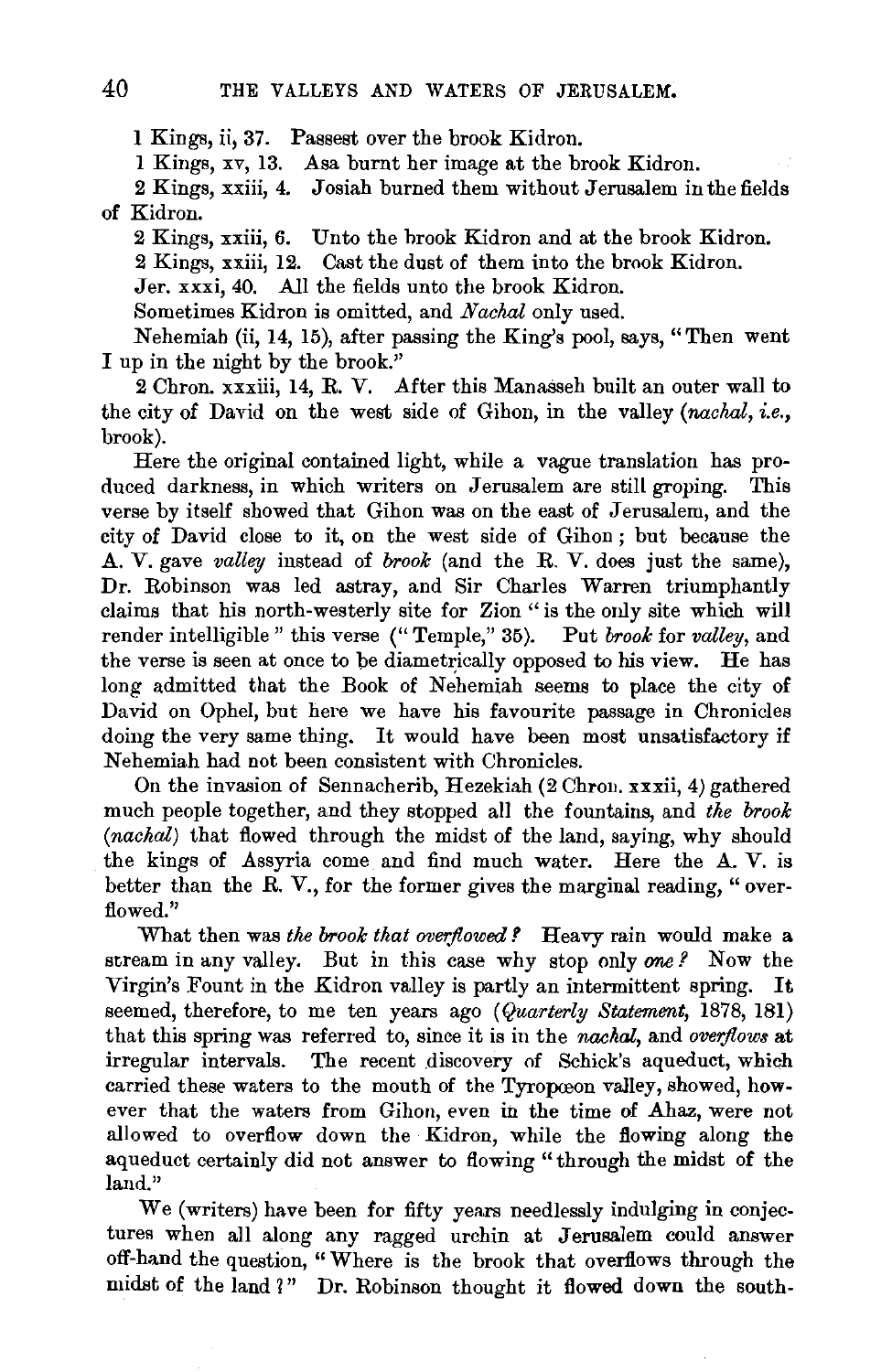1 Kings, ii, 37. Passest over the brook Kidron.

1 Kings, xv, 13. Asa burnt her image at the brook Kidron.

2 Kings, xxiii, 4. Josiah burned them without Jerusalem in the fields of Kidron.

2 Kings, xxiii, 6. Unto the brook Kidron and at the brook Kidron.

2 Kings, xxiii, 12. Cast the dust of them into the brook Kidron.

Jer. xxxi, 40. All the fields unto the brook Kidron.

Sometimes Kidron is omitted, and *Nachal* only used.

Nehemiah (ii, 14, 15), after passing the King's pool, says, "Then went I up in the night by the brook."

2 Chron. xxxiii, 14, R. V. After this Manasseh built an outer wall to the city of David on the west side of Gihon, in the valley (*nachal, i.e.,* brook).

Here the original contained light, while a vague translation has produced darkness, in which writers on Jerusalem are still groping. This verse by itself showed that Gihon was on the east of Jerusalem, and the city of David close to it, on the west side of Gihon; but because the A. V. gave *valley* instead of *brook* (and the R. V. does just the same), Dr. Robinson was led astray, and Sir Charles Warren triumphantly claims that his north-westerly site for Zion "is the only site which will render intelligible" this verse ("Temple," 35). Put *brook* for *valley*, and the verse is seen at once to be diametrically opposed to his view. He has long admitted that the Book of Nehemiah seems to place the city of David on Ophel, but here we have his favourite passage in Chronicles doing the very same thing. It would have been most unsatisfactory if Nehemiah had not been consistent with Chronicles.

On the invasion of Sennacherib, Hezekiah (2 Chron. xxxii, 4) gathered much people together, and they stopped all the fountains, and *the brook* (*nachal*) that flowed through the midst of the land, saying, why should the kings of Assyria come and find much water. Here the A. V. is better than the R. V., for the former gives the marginal reading, "overflowed."

What then was *the brook that overflowed?* Heavy rain would make a stream in any valley. But in this case why stop only *one?* Now the Virgin's Fount in the Kidron valley is partly an intermittent spring. It seemed, therefore, to me ten years ago (*Quarterly Statement*, 1878, 181) that this spring was referred to, since it is in the *nachal*, and *overflows* at irregular intervals. The recent discovery of Schick's aqueduct, which carried these waters to the mouth of the Tyropœon valley, showed, however that the waters from Gihon, even in the time of Ahaz, were not allowed to overflow down the Kidron, while the flowing along the aqueduct certainly did not answer to flowing "through the midst of the land."

We (writers) have been for fifty years needlessly indulging in conjectures when all along any ragged urchin at Jerusalem could answer off-hand the question, "Where is the brook that overflows through the midst of the land?" Dr. Robinson thought it flowed down the south-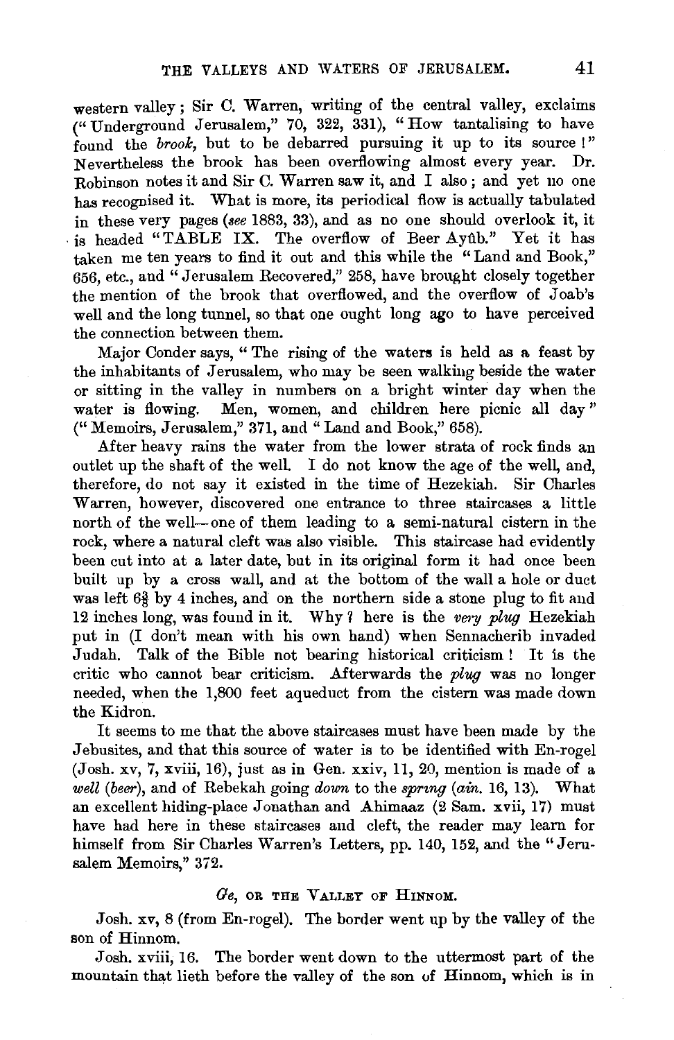western valley; Sir C. Warren, writing of the central valley, exclaims ("Underground Jerusalem," 70, 322, 331), "How tantalising to have found the *brook*, but to be debarred pursuing it up to its source!" Nevertheless the brook has been overflowing almost every year. Dr. Robinson notes it and Sir C. Warren saw it, and I also; and yet no one has recognised it. What is more, its periodical flow is actually tabulated in these very pages (*see* 1883, 33), and as no one should overlook it, it is headed "TABLE IX. The overflow of Beer Ayûb." Yet it has taken me ten years to find it out and this while the "Land and Book," 656, etc., and "Jerusalem Recovered," 258, have brought closely together the mention of the brook that overflowed, and the overflow of Joab's well and the long tunnel, so that one ought long ago to have perceived the connection between them.

Major Conder says, "The rising of the waters is held as a feast by the inhabitants of Jerusalem, who may be seen walking beside the water or sitting in the valley in numbers on a bright winter day when the water is flowing. Men, women, and children here picnic all day" ("Memoirs, Jerusalem," 371, and "Land and Book," 658).

After heavy rains the water from the lower strata of rock finds an outlet up the shaft of the well. I do not know the age of the well, and, therefore, do not say it existed in the time of Hezekiah. Sir Charles Warren, however, discovered one entrance to three staircases a little north of the well—one of them leading to a semi-natural cistern in the rock, where a natural cleft was also visible. This staircase had evidently been cut into at a later date, but in its original form it had once been built up by a cross wall, and at the bottom of the wall a hole or duct was left 6⅜ by 4 inches, and on the northern side a stone plug to fit and 12 inches long, was found in it. Why? here is the *very plug* Hezekiah put in (I don't mean with his own hand) when Sennacherib invaded Judah. Talk of the Bible not bearing historical criticism! It is the critic who cannot bear criticism. Afterwards the *plug* was no longer needed, when the 1,800 feet aqueduct from the cistern was made down the Kidron.

It seems to me that the above staircases must have been made by the Jebusites, and that this source of water is to be identified with En-rogel (Josh. xv, 7, xviii, 16), just as in Gen. xxiv, 11, 20, mention is made of a *well* (*beer*), and of Rebekah going *down* to the *spring* (*ain.* 16, 13). What an excellent hiding-place Jonathan and Ahimaaz (2 Sam. xvii, 17) must have had here in these staircases and cleft, the reader may learn for himself from Sir Charles Warren's Letters, pp. 140, 152, and the "Jerusalem Memoirs," 372.

## *Ge*, OR THE VALLEY OF HINNOM.

Josh. xv, 8 (from En-rogel). The border went up by the valley of the son of Hinnom.

Josh. xviii, 16. The border went down to the uttermost part of the mountain that lieth before the valley of the son of Hinnom, which is in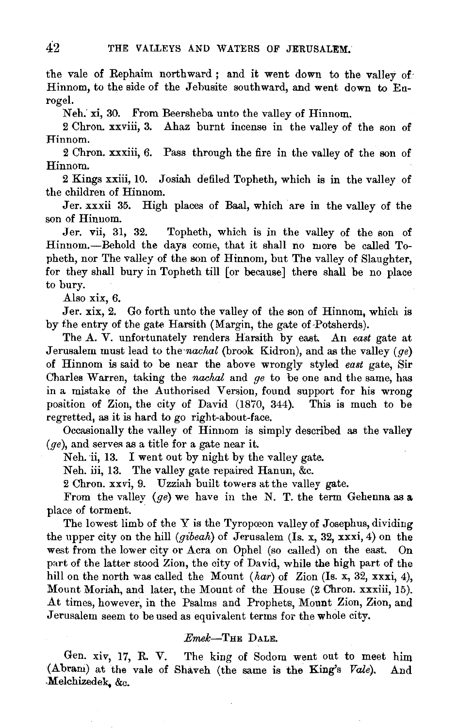the vale of Rephaim northward; and it went down to the valley of Hinnom, to the side of the Jebusite southward, and went down to Enrogel.

Neh. xi, 30. From Beersheba unto the valley of Hinnom.

2 Chron. xxviii, 3. Ahaz burnt incense in the valley of the son of Hinnom.

2 Chron. xxxiii, 6. Pass through the fire in the valley of the son of Hinnom.

2 Kings xxiii, 10. Josiah defiled Topheth, which is in the valley of the children of Hinnom.

Jer. xxxii 35. High places of Baal, which are in the valley of the son of Hinnom.

Jer. vii, 31, 32. Topheth, which is in the valley of the son of Hinnom.—Behold the days come, that it shall no more be called Topheth, nor The valley of the son of Hinnom, but The valley of Slaughter, for they shall bury in Topheth till [or because] there shall be no place to bury.

Also xix, 6.

Jer. xix, 2. Go forth unto the valley of the son of Hinnom, which is by the entry of the gate Harsith (Margin, the gate of Potsherds).

The A. V. unfortunately renders Harsith by east. An *east* gate at Jerusalem must lead to the *nachal* (brook Kidron), and as the valley (*ge*) of Hinnom is said to be near the above wrongly styled *east* gate, Sir Charles Warren, taking the *nachal* and *ge* to be one and the same, has in a mistake of the Authorised Version, found support for his wrong position of Zion, the city of David (1870, 344). This is much to be regretted, as it is hard to go right-about-face.

Occasionally the valley of Hinnom is simply described as the valley (*ge*), and serves as a title for a gate near it.

Neh. ii, 13. I went out by night by the valley gate.

Neh. iii, 13. The valley gate repaired Hanun, &c.

2 Chron. xxvi, 9. Uzziah built towers at the valley gate.

From the valley (*ge*) we have in the N. T. the term Gehenna as a place of torment.

The lowest limb of the Y is the Tyropœon valley of Josephus, dividing the upper city on the hill (*gibeah*) of Jerusalem (Is. x, 32, xxxi, 4) on the west from the lower city or Acra on Ophel (so called) on the east. On part of the latter stood Zion, the city of David, while the high part of the hill on the north was called the Mount (*har*) of Zion (Is. x, 32, xxxi, 4), Mount Moriah, and later, the Mount of the House (2 Chron. xxxiii, 15). At times, however, in the Psalms and Prophets, Mount Zion, Zion, and Jerusalem seem to be used as equivalent terms for the whole city.

## *Emek*—The Dale.

Gen. xiv, 17, R. V. The king of Sodom went out to meet him (Abram) at the vale of Shaveh (the same is the King's *Vale*). And Melchizedek, &c.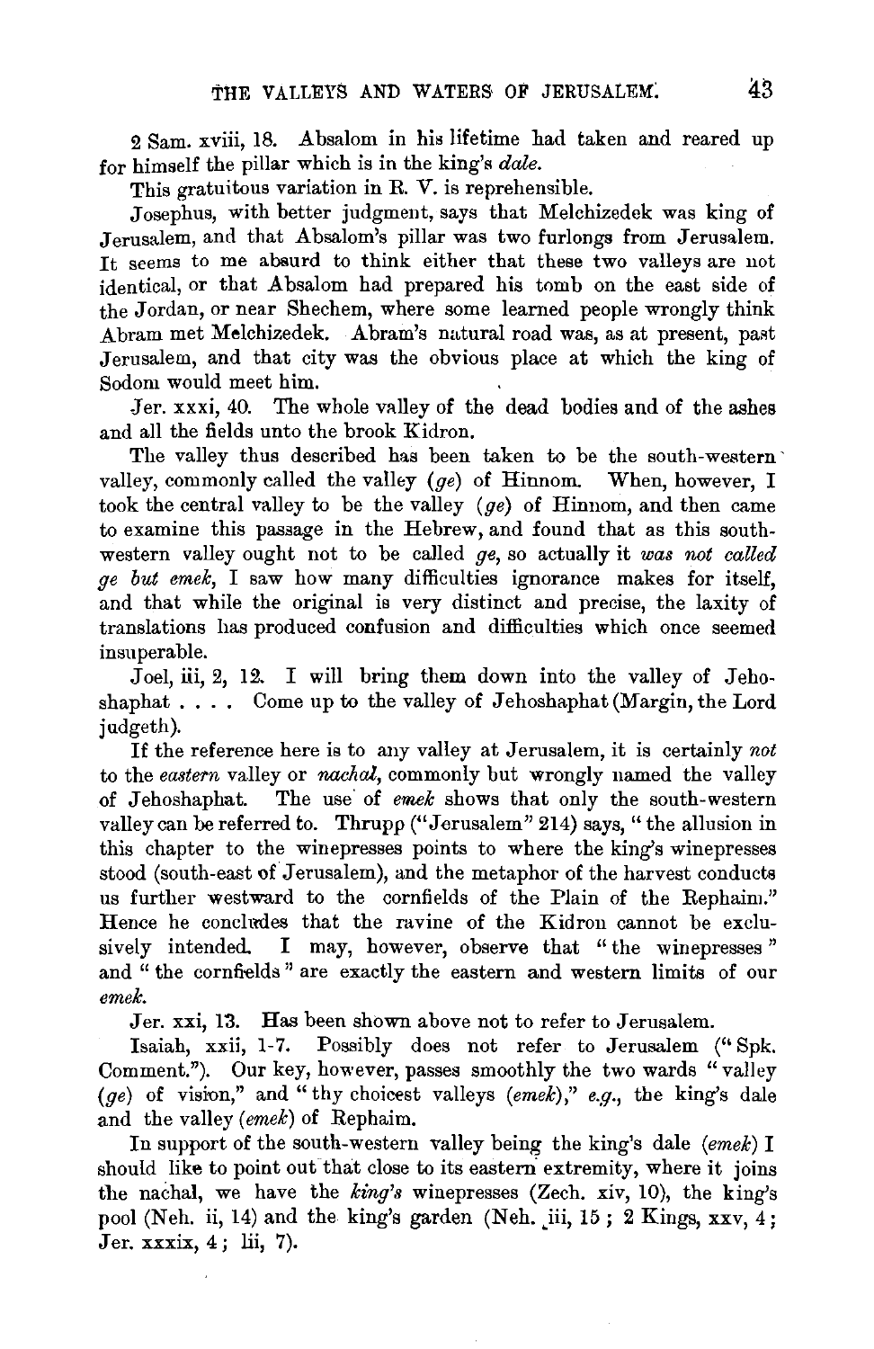2 Sam. xviii, 18. Absalom in his lifetime had taken and reared up for himself the pillar which is in the king's *dale*.

This gratuitous variation in R. V. is reprehensible.

Josephus, with better judgment, says that Melchizedek was king of Jerusalem, and that Absalom's pillar was two furlongs from Jerusalem. It seems to me absurd to think either that these two valleys are not identical, or that Absalom had prepared his tomb on the east side of the Jordan, or near Shechem, where some learned people wrongly think Abram met Melchizedek. Abram's natural road was, as at present, past Jerusalem, and that city was the obvious place at which the king of Sodom would meet him.

Jer. xxxi, 40. The whole valley of the dead bodies and of the ashes and all the fields unto the brook Kidron.

The valley thus described has been taken to be the south-western valley, commonly called the valley (*ge*) of Hinnom. When, however, I took the central valley to be the valley (*ge*) of Hinnom, and then came to examine this passage in the Hebrew, and found that as this south-western valley ought not to be called *ge*, so actually it *was not called ge but emek*, I saw how many difficulties ignorance makes for itself, and that while the original is very distinct and precise, the laxity of translations has produced confusion and difficulties which once seemed insuperable.

Joel, iii, 2, 12. I will bring them down into the valley of Jehoshaphat . . . . Come up to the valley of Jehoshaphat (Margin, the Lord judgeth).

If the reference here is to any valley at Jerusalem, it is certainly *not* to the *eastern* valley or *nachal*, commonly but wrongly named the valley of Jehoshaphat. The use of *emek* shows that only the south-western valley can be referred to. Thrupp ("Jerusalem" 214) says, "the allusion in this chapter to the winepresses points to where the king's winepresses stood (south-east of Jerusalem), and the metaphor of the harvest conducts us further westward to the cornfields of the Plain of the Rephaim." Hence he concludes that the ravine of the Kidron cannot be exclusively intended. I may, however, observe that "the winepresses" and "the cornfields" are exactly the eastern and western limits of our *emek*.

Jer. xxi, 13. Has been shown above not to refer to Jerusalem.

Isaiah, xxii, 1-7. Possibly does not refer to Jerusalem ("Spk. Comment."). Our key, however, passes smoothly the two wards "valley (*ge*) of vision," and "thy choicest valleys (*emek*)," *e.g.*, the king's dale and the valley (*emek*) of Rephaim.

In support of the south-western valley being the king's dale (*emek*) I should like to point out that close to its eastern extremity, where it joins the nachal, we have the *king's* winepresses (Zech. xiv, 10), the king's pool (Neh. ii, 14) and the king's garden (Neh. iii, 15; 2 Kings, xxv, 4; Jer. xxxix, 4; lii, 7).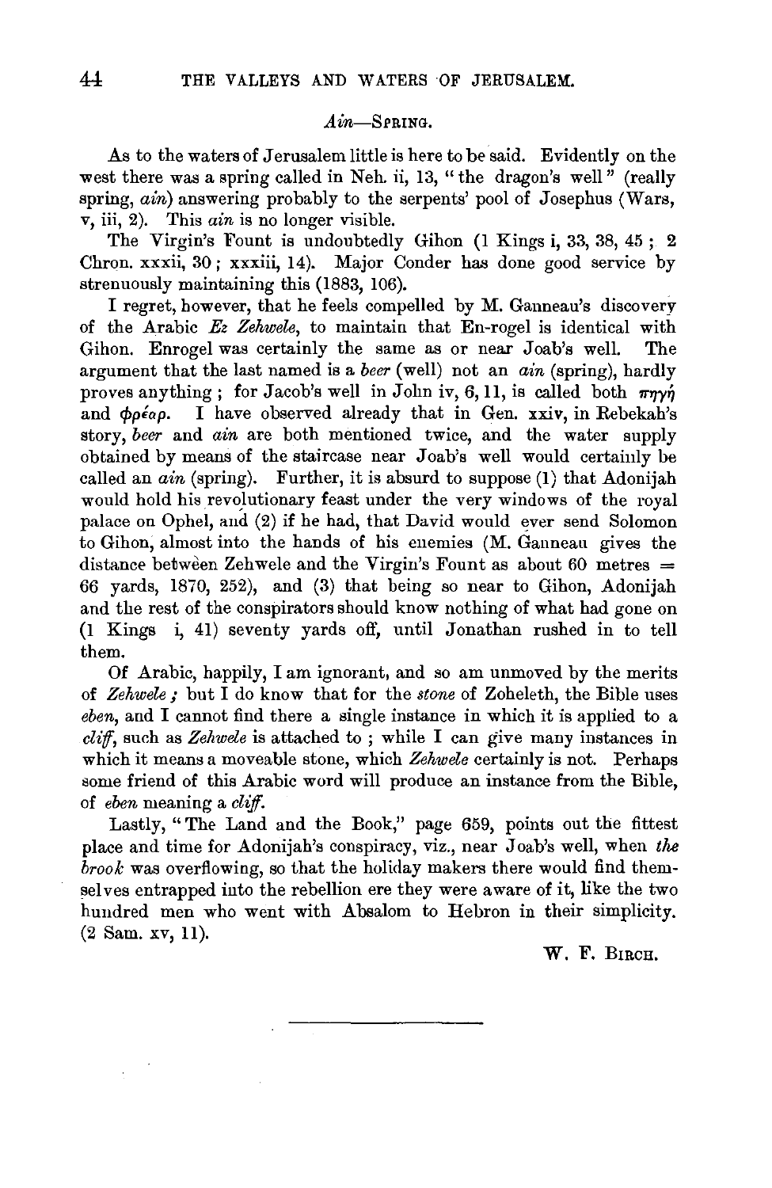### *Ain*—Spring.

As to the waters of Jerusalem little is here to be said. Evidently on the west there was a spring called in Neh. ii, 13, "the dragon's well" (really spring, *ain*) answering probably to the serpents' pool of Josephus (Wars, v, iii, 2). This *ain* is no longer visible.

The Virgin's Fount is undoubtedly Gihon (1 Kings i, 33, 38, 45; 2 Chron. xxxii, 30; xxxiii, 14). Major Conder has done good service by strenuously maintaining this (1883, 106).

I regret, however, that he feels compelled by M. Ganneau's discovery of the Arabic *Ez Zehwele*, to maintain that En-rogel is identical with Gihon. Enrogel was certainly the same as or near Joab's well. The argument that the last named is a *beer* (well) not an *ain* (spring), hardly proves anything; for Jacob's well in John iv, 6, 11, is called both πηγή and φρέαρ. I have observed already that in Gen. xxiv, in Rebekah's story, *beer* and *ain* are both mentioned twice, and the water supply obtained by means of the staircase near Joab's well would certainly be called an *ain* (spring). Further, it is absurd to suppose (1) that Adonijah would hold his revolutionary feast under the very windows of the royal palace on Ophel, and (2) if he had, that David would ever send Solomon to Gihon, almost into the hands of his enemies (M. Ganneau gives the distance between Zehwele and the Virgin's Fount as about 60 metres = 66 yards, 1870, 252), and (3) that being so near to Gihon, Adonijah and the rest of the conspirators should know nothing of what had gone on (1 Kings i, 41) seventy yards off, until Jonathan rushed in to tell them.

Of Arabic, happily, I am ignorant, and so am unmoved by the merits of *Zehwele;* but I do know that for the *stone* of Zoheleth, the Bible uses *eben*, and I cannot find there a single instance in which it is applied to a *cliff*, such as *Zehwele* is attached to; while I can give many instances in which it means a moveable stone, which *Zehwele* certainly is not. Perhaps some friend of this Arabic word will produce an instance from the Bible, of *eben* meaning a *cliff*.

Lastly, "The Land and the Book," page 659, points out the fittest place and time for Adonijah's conspiracy, viz., near Joab's well, when *the brook* was overflowing, so that the holiday makers there would find themselves entrapped into the rebellion ere they were aware of it, like the two hundred men who went with Absalom to Hebron in their simplicity. (2 Sam. xv, 11).

W. F. Birch.